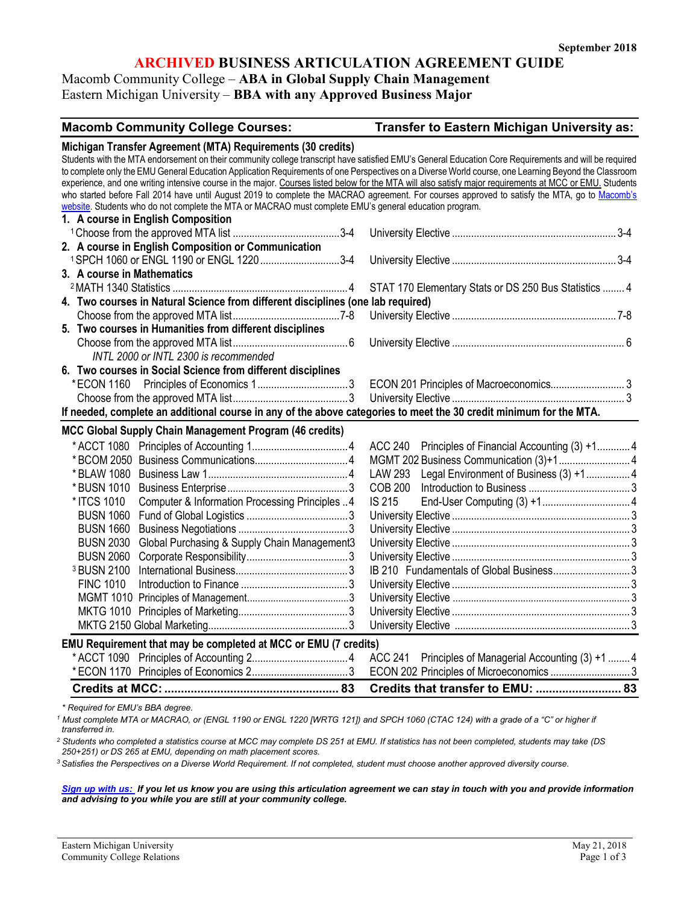September 2018

# ARCHIVED BUSINESS ARTICULATION AGREEMENT GUIDE

Macomb Community College – **ABA in Global Supply Chain Management**
Eastern Michigan University – **BBA with any Approved Business Major**

| Macomb Community College Courses: | | Transfer to Eastern Michigan University as: | |
|---|---|---|---|
| **Michigan Transfer Agreement (MTA) Requirements (30 credits)** | | | |

Students with the MTA endorsement on their community college transcript have satisfied EMU's General Education Core Requirements and will be required to complete only the EMU General Education Application Requirements of one Perspectives on a Diverse World course, one Learning Beyond the Classroom experience, and one writing intensive course in the major. Courses listed below for the MTA will also satisfy major requirements at MCC or EMU. Students who started before Fall 2014 have until August 2019 to complete the MACRAO agreement. For courses approved to satisfy the MTA, go to Macomb's website. Students who do not complete the MTA or MACRAO must complete EMU's general education program.

| Macomb Community College Courses | Credits | Transfer to Eastern Michigan University as | Credits |
|---|---|---|---|
| **1. A course in English Composition** | | | |
| [1] Choose from the approved MTA list | 3-4 | University Elective | 3-4 |
| **2. A course in English Composition or Communication** | | | |
| [1] SPCH 1060 or ENGL 1190 or ENGL 1220 | 3-4 | University Elective | 3-4 |
| **3. A course in Mathematics** | | | |
| [2] MATH 1340 Statistics | 4 | STAT 170 Elementary Stats or DS 250 Bus Statistics | 4 |
| **4. Two courses in Natural Science from different disciplines (one lab required)** | | | |
| Choose from the approved MTA list | 7-8 | University Elective | 7-8 |
| **5. Two courses in Humanities from different disciplines** | | | |
| Choose from the approved MTA list | 6 | University Elective | 6 |
| *INTL 2000 or INTL 2300 is recommended* | | | |
| **6. Two courses in Social Science from different disciplines** | | | |
| * ECON 1160 Principles of Economics 1 | 3 | ECON 201 Principles of Macroeconomics | 3 |
| Choose from the approved MTA list | 3 | University Elective | 3 |
| **If needed, complete an additional course in any of the above categories to meet the 30 credit minimum for the MTA.** | | | |
| **MCC Global Supply Chain Management Program (46 credits)** | | | |
| * ACCT 1080 Principles of Accounting 1 | 4 | ACC 240 Principles of Financial Accounting (3) +1 | 4 |
| * BCOM 2050 Business Communications | 4 | MGMT 202 Business Communication (3)+1 | 4 |
| * BLAW 1080 Business Law 1 | 4 | LAW 293 Legal Environment of Business (3) +1 | 4 |
| * BUSN 1010 Business Enterprise | 3 | COB 200 Introduction to Business | 3 |
| * ITCS 1010 Computer & Information Processing Principles | 4 | IS 215 End-User Computing (3) +1 | 4 |
| BUSN 1060 Fund of Global Logistics | 3 | University Elective | 3 |
| BUSN 1660 Business Negotiations | 3 | University Elective | 3 |
| BUSN 2030 Global Purchasing & Supply Chain Management | 3 | University Elective | 3 |
| BUSN 2060 Corporate Responsibility | 3 | University Elective | 3 |
| [3] BUSN 2100 International Business | 3 | IB 210 Fundamentals of Global Business | 3 |
| FINC 1010 Introduction to Finance | 3 | University Elective | 3 |
| MGMT 1010 Principles of Management | 3 | University Elective | 3 |
| MKTG 1010 Principles of Marketing | 3 | University Elective | 3 |
| MKTG 2150 Global Marketing | 3 | University Elective | 3 |
| **EMU Requirement that may be completed at MCC or EMU (7 credits)** | | | |
| * ACCT 1090 Principles of Accounting 2 | 4 | ACC 241 Principles of Managerial Accounting (3) +1 | 4 |
| * ECON 1170 Principles of Economics 2 | 3 | ECON 202 Principles of Microeconomics | 3 |
| **Credits at MCC:** | **83** | **Credits that transfer to EMU:** | **83** |

*\* Required for EMU's BBA degree.*

[1] *Must complete MTA or MACRAO, or (ENGL 1190 or ENGL 1220 [WRTG 121]) and SPCH 1060 (CTAC 124) with a grade of a "C" or higher if transferred in.*

[2] *Students who completed a statistics course at MCC may complete DS 251 at EMU. If statistics has not been completed, students may take (DS 250+251) or DS 265 at EMU, depending on math placement scores.*

[3] *Satisfies the Perspectives on a Diverse World Requirement. If not completed, student must choose another approved diversity course.*

***Sign up with us:** If you let us know you are using this articulation agreement we can stay in touch with you and provide information and advising to you while you are still at your community college.*

Eastern Michigan University
Community College Relations

May 21, 2018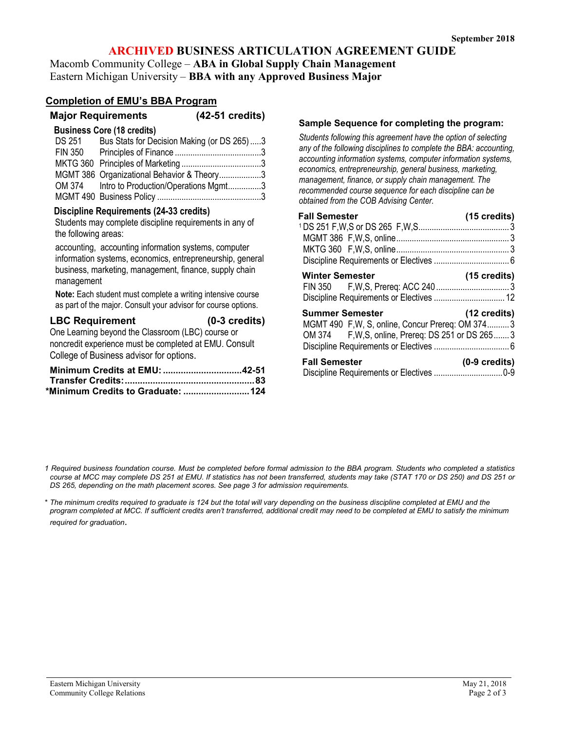September 2018

# ARCHIVED BUSINESS ARTICULATION AGREEMENT GUIDE

Macomb Community College – **ABA in Global Supply Chain Management**
Eastern Michigan University – **BBA with any Approved Business Major**

## Completion of EMU's BBA Program

### Major Requirements (42-51 credits)

**Business Core (18 credits)**

| Course | Title | Credits |
|---|---|---|
| DS 251 | Bus Stats for Decision Making (or DS 265) | 3 |
| FIN 350 | Principles of Finance | 3 |
| MKTG 360 | Principles of Marketing | 3 |
| MGMT 386 | Organizational Behavior & Theory | 3 |
| OM 374 | Intro to Production/Operations Mgmt | 3 |
| MGMT 490 | Business Policy | 3 |

**Discipline Requirements (24-33 credits)**

Students may complete discipline requirements in any of the following areas:

accounting, accounting information systems, computer information systems, economics, entrepreneurship, general business, marketing, management, finance, supply chain management

**Note:** Each student must complete a writing intensive course as part of the major. Consult your advisor for course options.

### LBC Requirement (0-3 credits)

One Learning beyond the Classroom (LBC) course or noncredit experience must be completed at EMU. Consult College of Business advisor for options.

**Minimum Credits at EMU: 42-51**
**Transfer Credits: 83**
**\*Minimum Credits to Graduate: 124**

### Sample Sequence for completing the program:

*Students following this agreement have the option of selecting any of the following disciplines to complete the BBA: accounting, accounting information systems, computer information systems, economics, entrepreneurship, general business, marketing, management, finance, or supply chain management. The recommended course sequence for each discipline can be obtained from the COB Advising Center.*

**Fall Semester (15 credits)**

| Course | Credits |
|---|---|
| [1] DS 251 F,W,S or DS 265 F,W,S | 3 |
| MGMT 386 F,W,S, online | 3 |
| MKTG 360 F,W,S, online | 3 |
| Discipline Requirements or Electives | 6 |

**Winter Semester (15 credits)**

| Course | Credits |
|---|---|
| FIN 350 F,W,S, Prereq: ACC 240 | 3 |
| Discipline Requirements or Electives | 12 |

**Summer Semester (12 credits)**

| Course | Credits |
|---|---|
| MGMT 490 F,W, S, online, Concur Prereq: OM 374 | 3 |
| OM 374 F,W,S, online, Prereq: DS 251 or DS 265 | 3 |
| Discipline Requirements or Electives | 6 |

**Fall Semester (0-9 credits)**

| Course | Credits |
|---|---|
| Discipline Requirements or Electives | 0-9 |

*1 Required business foundation course. Must be completed before formal admission to the BBA program. Students who completed a statistics course at MCC may complete DS 251 at EMU. If statistics has not been transferred, students may take (STAT 170 or DS 250) and DS 251 or DS 265, depending on the math placement scores. See page 3 for admission requirements.*

*\* The minimum credits required to graduate is 124 but the total will vary depending on the business discipline completed at EMU and the program completed at MCC. If sufficient credits aren't transferred, additional credit may need to be completed at EMU to satisfy the minimum required for graduation.*

Eastern Michigan University
Community College Relations

May 21, 2018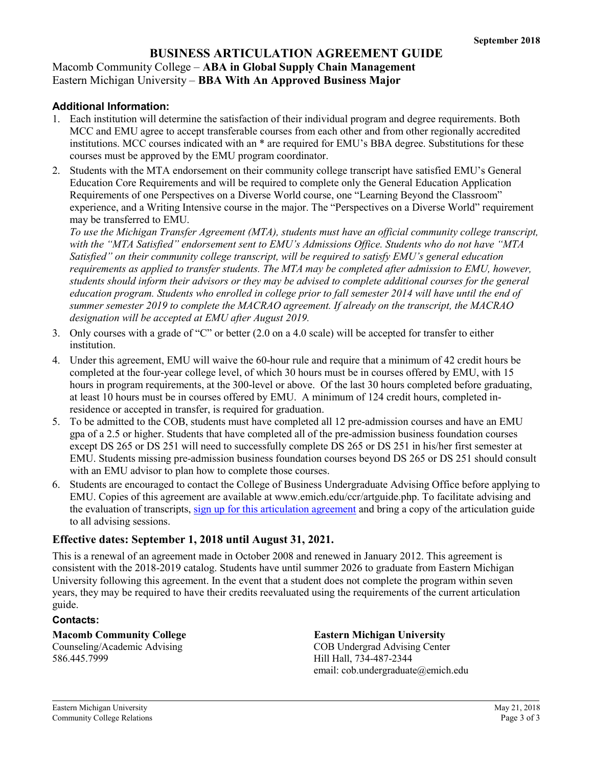September 2018

# BUSINESS ARTICULATION AGREEMENT GUIDE

Macomb Community College – **ABA in Global Supply Chain Management**
Eastern Michigan University – **BBA With An Approved Business Major**

### Additional Information:

1. Each institution will determine the satisfaction of their individual program and degree requirements. Both MCC and EMU agree to accept transferable courses from each other and from other regionally accredited institutions. MCC courses indicated with an * are required for EMU's BBA degree. Substitutions for these courses must be approved by the EMU program coordinator.
2. Students with the MTA endorsement on their community college transcript have satisfied EMU's General Education Core Requirements and will be required to complete only the General Education Application Requirements of one Perspectives on a Diverse World course, one "Learning Beyond the Classroom" experience, and a Writing Intensive course in the major. The "Perspectives on a Diverse World" requirement may be transferred to EMU.
   *To use the Michigan Transfer Agreement (MTA), students must have an official community college transcript, with the "MTA Satisfied" endorsement sent to EMU's Admissions Office. Students who do not have "MTA Satisfied" on their community college transcript, will be required to satisfy EMU's general education requirements as applied to transfer students. The MTA may be completed after admission to EMU, however, students should inform their advisors or they may be advised to complete additional courses for the general education program. Students who enrolled in college prior to fall semester 2014 will have until the end of summer semester 2019 to complete the MACRAO agreement. If already on the transcript, the MACRAO designation will be accepted at EMU after August 2019.*
3. Only courses with a grade of "C" or better (2.0 on a 4.0 scale) will be accepted for transfer to either institution.
4. Under this agreement, EMU will waive the 60-hour rule and require that a minimum of 42 credit hours be completed at the four-year college level, of which 30 hours must be in courses offered by EMU, with 15 hours in program requirements, at the 300-level or above. Of the last 30 hours completed before graduating, at least 10 hours must be in courses offered by EMU. A minimum of 124 credit hours, completed in-residence or accepted in transfer, is required for graduation.
5. To be admitted to the COB, students must have completed all 12 pre-admission courses and have an EMU gpa of a 2.5 or higher. Students that have completed all of the pre-admission business foundation courses except DS 265 or DS 251 will need to successfully complete DS 265 or DS 251 in his/her first semester at EMU. Students missing pre-admission business foundation courses beyond DS 265 or DS 251 should consult with an EMU advisor to plan how to complete those courses.
6. Students are encouraged to contact the College of Business Undergraduate Advising Office before applying to EMU. Copies of this agreement are available at www.emich.edu/ccr/artguide.php. To facilitate advising and the evaluation of transcripts, sign up for this articulation agreement and bring a copy of the articulation guide to all advising sessions.

## Effective dates: September 1, 2018 until August 31, 2021.

This is a renewal of an agreement made in October 2008 and renewed in January 2012. This agreement is consistent with the 2018-2019 catalog. Students have until summer 2026 to graduate from Eastern Michigan University following this agreement. In the event that a student does not complete the program within seven years, they may be required to have their credits reevaluated using the requirements of the current articulation guide.

### Contacts:

**Macomb Community College**
Counseling/Academic Advising
586.445.7999

**Eastern Michigan University**
COB Undergrad Advising Center
Hill Hall, 734-487-2344
email: cob.undergraduate@emich.edu

Eastern Michigan University
Community College Relations

May 21, 2018